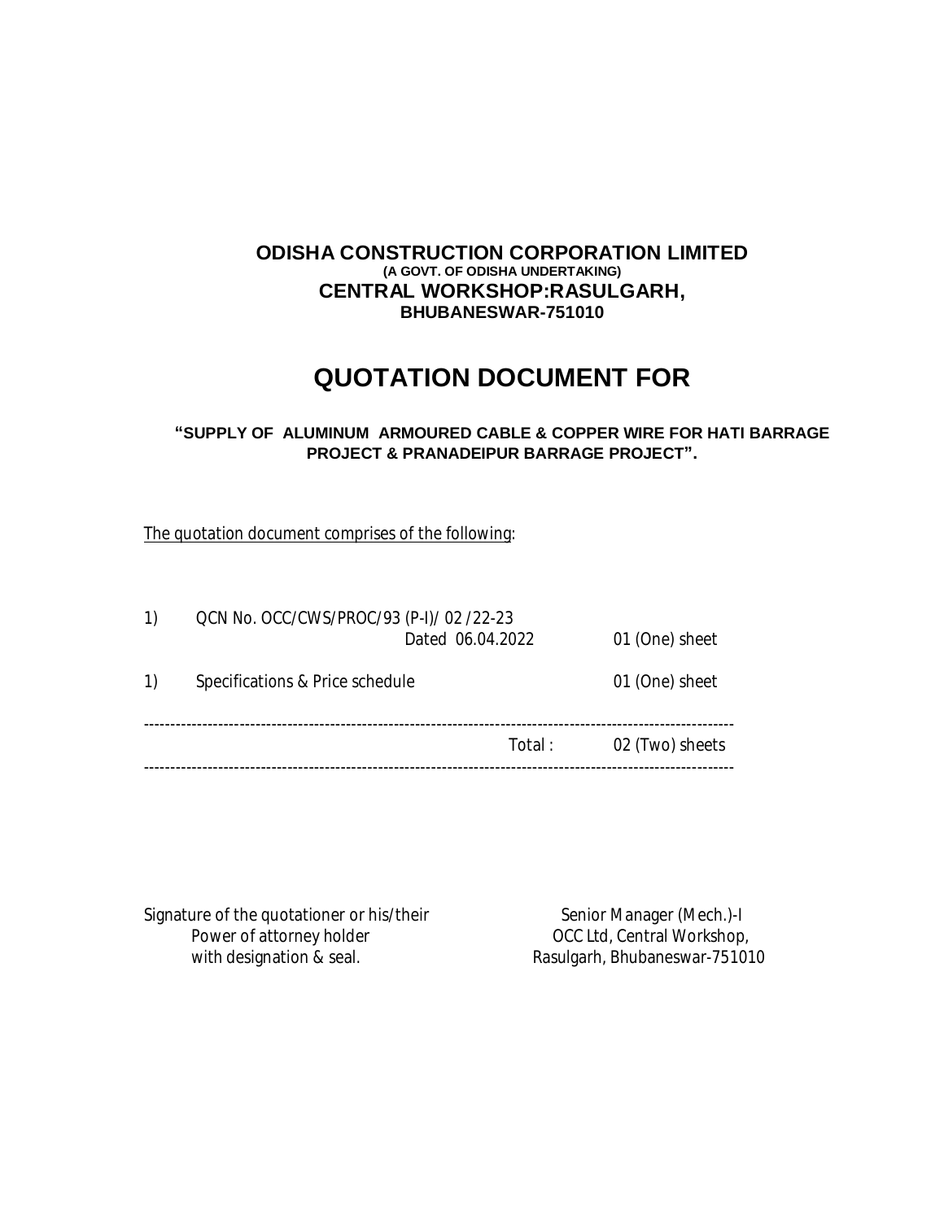**ODISHA CONSTRUCTION CORPORATION LIMITED**
**(A GOVT. OF ODISHA UNDERTAKING)**
**CENTRAL WORKSHOP:RASULGARH,**
**BHUBANESWAR-751010**

# QUOTATION DOCUMENT FOR

**"SUPPLY OF ALUMINUM ARMOURED CABLE & COPPER WIRE FOR HATI BARRAGE PROJECT & PRANADEIPUR BARRAGE PROJECT".**

<u>The quotation document comprises of the following</u>:

| | | |
|---|---|---|
| 1) | QCN No. OCC/CWS/PROC/93 (P-I)/ 02 /22-23 Dated 06.04.2022 | 01 (One) sheet |
| 1) | Specifications & Price schedule | 01 (One) sheet |
| | Total : | 02 (Two) sheets |

Signature of the quotationer or his/their
Power of attorney holder
with designation & seal.

Senior Manager (Mech.)-I
OCC Ltd, Central Workshop,
Rasulgarh, Bhubaneswar-751010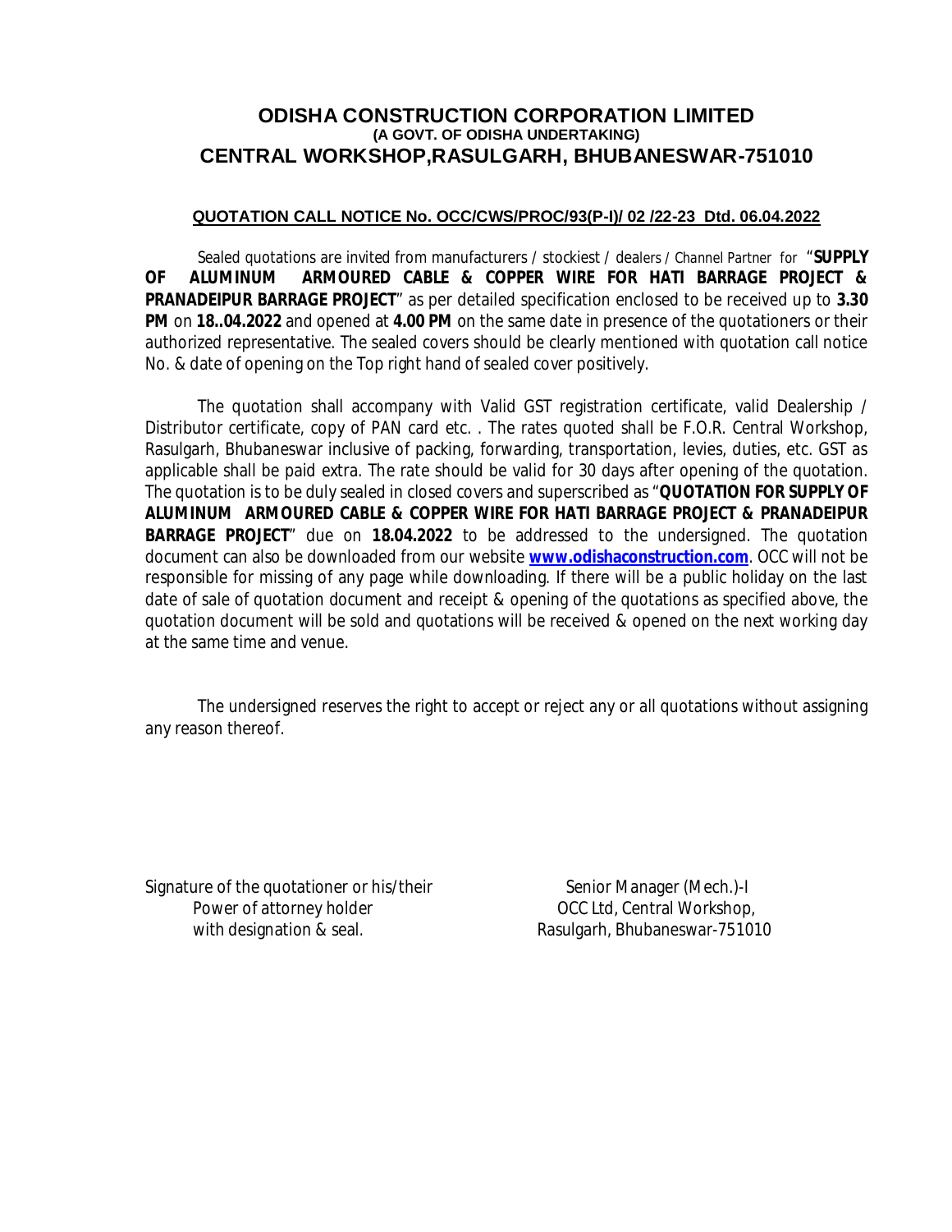# ODISHA CONSTRUCTION CORPORATION LIMITED
**(A GOVT. OF ODISHA UNDERTAKING)**
## CENTRAL WORKSHOP,RASULGARH, BHUBANESWAR-751010

**QUOTATION CALL NOTICE No. OCC/CWS/PROC/93(P-I)/ 02 /22-23 Dtd. 06.04.2022**

Sealed quotations are invited from manufacturers / stockiest / dealers / Channel Partner for "**SUPPLY OF ALUMINUM ARMOURED CABLE & COPPER WIRE FOR HATI BARRAGE PROJECT & PRANADEIPUR BARRAGE PROJECT**" as per detailed specification enclosed to be received up to **3.30 PM** on **18..04.2022** and opened at **4.00 PM** on the same date in presence of the quotationers or their authorized representative. The sealed covers should be clearly mentioned with quotation call notice No. & date of opening on the Top right hand of sealed cover positively.

The quotation shall accompany with Valid GST registration certificate, valid Dealership / Distributor certificate, copy of PAN card etc. . The rates quoted shall be F.O.R. Central Workshop, Rasulgarh, Bhubaneswar inclusive of packing, forwarding, transportation, levies, duties, etc. GST as applicable shall be paid extra. The rate should be valid for 30 days after opening of the quotation. The quotation is to be duly sealed in closed covers and superscribed as "**QUOTATION FOR SUPPLY OF ALUMINUM ARMOURED CABLE & COPPER WIRE FOR HATI BARRAGE PROJECT & PRANADEIPUR BARRAGE PROJECT**" due on **18.04.2022** to be addressed to the undersigned. The quotation document can also be downloaded from our website **www.odishaconstruction.com**. OCC will not be responsible for missing of any page while downloading. If there will be a public holiday on the last date of sale of quotation document and receipt & opening of the quotations as specified above, the quotation document will be sold and quotations will be received & opened on the next working day at the same time and venue.

The undersigned reserves the right to accept or reject any or all quotations without assigning any reason thereof.

Signature of the quotationer or his/their
Power of attorney holder
with designation & seal.

Senior Manager (Mech.)-I
OCC Ltd, Central Workshop,
Rasulgarh, Bhubaneswar-751010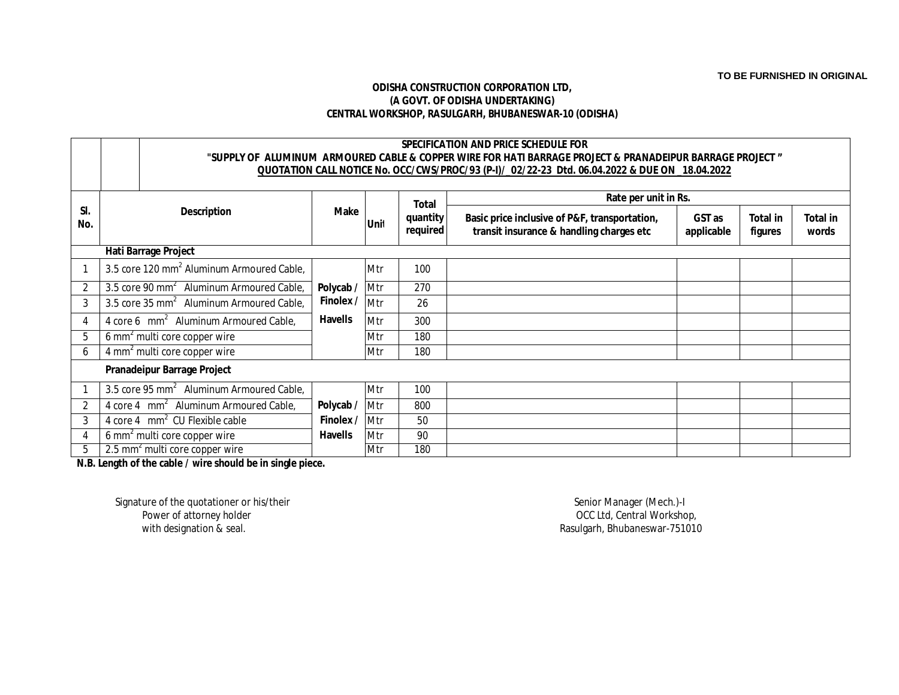TO BE FURNISHED IN ORIGINAL

**ODISHA CONSTRUCTION CORPORATION LTD,**
**(A GOVT. OF ODISHA UNDERTAKING)**
**CENTRAL WORKSHOP, RASULGARH, BHUBANESWAR-10 (ODISHA)**

**SPECIFICATION AND PRICE SCHEDULE FOR**
**"SUPPLY OF ALUMINUM ARMOURED CABLE & COPPER WIRE FOR HATI BARRAGE PROJECT & PRANADEIPUR BARRAGE PROJECT "**
**QUOTATION CALL NOTICE No. OCC/CWS/PROC/93 (P-I)/_02/22-23 Dtd. 06.04.2022 & DUE ON _18.04.2022**

| Sl. No. | Description | Make | Unit | Total quantity required | Rate per unit in Rs. | | | |
|---|---|---|---|---|---|---|---|---|
| | | | | | Basic price inclusive of P&F, transportation, transit insurance & handling charges etc | GST as applicable | Total in figures | Total in words |
| | **Hati Barrage Project** | | | | | | | |
| 1 | 3.5 core 120 $mm^2$ Aluminum Armoured Cable, | Polycab / Finolex / Havells | Mtr | 100 | | | | |
| 2 | 3.5 core 90 $mm^2$ Aluminum Armoured Cable, | | Mtr | 270 | | | | |
| 3 | 3.5 core 35 $mm^2$ Aluminum Armoured Cable, | | Mtr | 26 | | | | |
| 4 | 4 core 6 $mm^2$ Aluminum Armoured Cable, | | Mtr | 300 | | | | |
| 5 | 6 $mm^2$ multi core copper wire | | Mtr | 180 | | | | |
| 6 | 4 $mm^2$ multi core copper wire | | Mtr | 180 | | | | |
| | **Pranadeipur Barrage Project** | | | | | | | |
| 1 | 3.5 core 95 $mm^2$ Aluminum Armoured Cable, | Polycab / Finolex / Havells | Mtr | 100 | | | | |
| 2 | 4 core 4 $mm^2$ Aluminum Armoured Cable, | | Mtr | 800 | | | | |
| 3 | 4 core 4 $mm^2$ CU Flexible cable | | Mtr | 50 | | | | |
| 4 | 6 $mm^2$ multi core copper wire | | Mtr | 90 | | | | |
| 5 | 2.5 $mm^2$ multi core copper wire | | Mtr | 180 | | | | |

**N.B. Length of the cable / wire should be in single piece.**

Signature of the quotationer or his/their
Power of attorney holder
with designation & seal.

Senior Manager (Mech.)-I
OCC Ltd, Central Workshop,
Rasulgarh, Bhubaneswar-751010